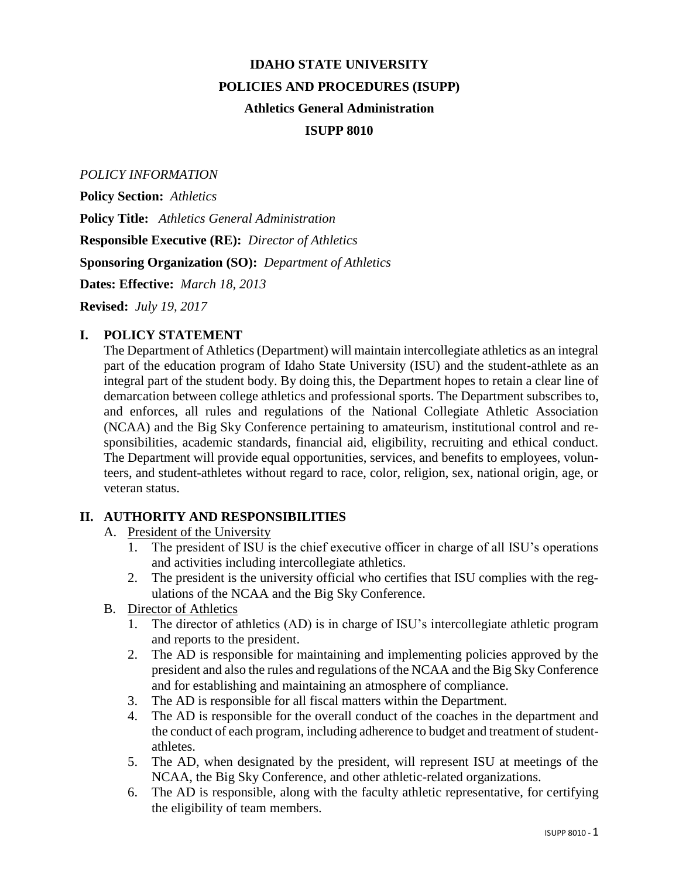# IDAHO STATE UNIVERSITY

# POLICIES AND PROCEDURES (ISUPP)

## Athletics General Administration

## ISUPP 8010

*POLICY INFORMATION*

**Policy Section:** *Athletics*

**Policy Title:** *Athletics General Administration*

**Responsible Executive (RE):** *Director of Athletics*

**Sponsoring Organization (SO):** *Department of Athletics*

**Dates: Effective:** *March 18, 2013*

**Revised:** *July 19, 2017*

## I. POLICY STATEMENT

The Department of Athletics (Department) will maintain intercollegiate athletics as an integral part of the education program of Idaho State University (ISU) and the student-athlete as an integral part of the student body. By doing this, the Department hopes to retain a clear line of demarcation between college athletics and professional sports. The Department subscribes to, and enforces, all rules and regulations of the National Collegiate Athletic Association (NCAA) and the Big Sky Conference pertaining to amateurism, institutional control and responsibilities, academic standards, financial aid, eligibility, recruiting and ethical conduct. The Department will provide equal opportunities, services, and benefits to employees, volunteers, and student-athletes without regard to race, color, religion, sex, national origin, age, or veteran status.

## II. AUTHORITY AND RESPONSIBILITIES

A. President of the University

1. The president of ISU is the chief executive officer in charge of all ISU's operations and activities including intercollegiate athletics.
2. The president is the university official who certifies that ISU complies with the regulations of the NCAA and the Big Sky Conference.

B. Director of Athletics

1. The director of athletics (AD) is in charge of ISU's intercollegiate athletic program and reports to the president.
2. The AD is responsible for maintaining and implementing policies approved by the president and also the rules and regulations of the NCAA and the Big Sky Conference and for establishing and maintaining an atmosphere of compliance.
3. The AD is responsible for all fiscal matters within the Department.
4. The AD is responsible for the overall conduct of the coaches in the department and the conduct of each program, including adherence to budget and treatment of student-athletes.
5. The AD, when designated by the president, will represent ISU at meetings of the NCAA, the Big Sky Conference, and other athletic-related organizations.
6. The AD is responsible, along with the faculty athletic representative, for certifying the eligibility of team members.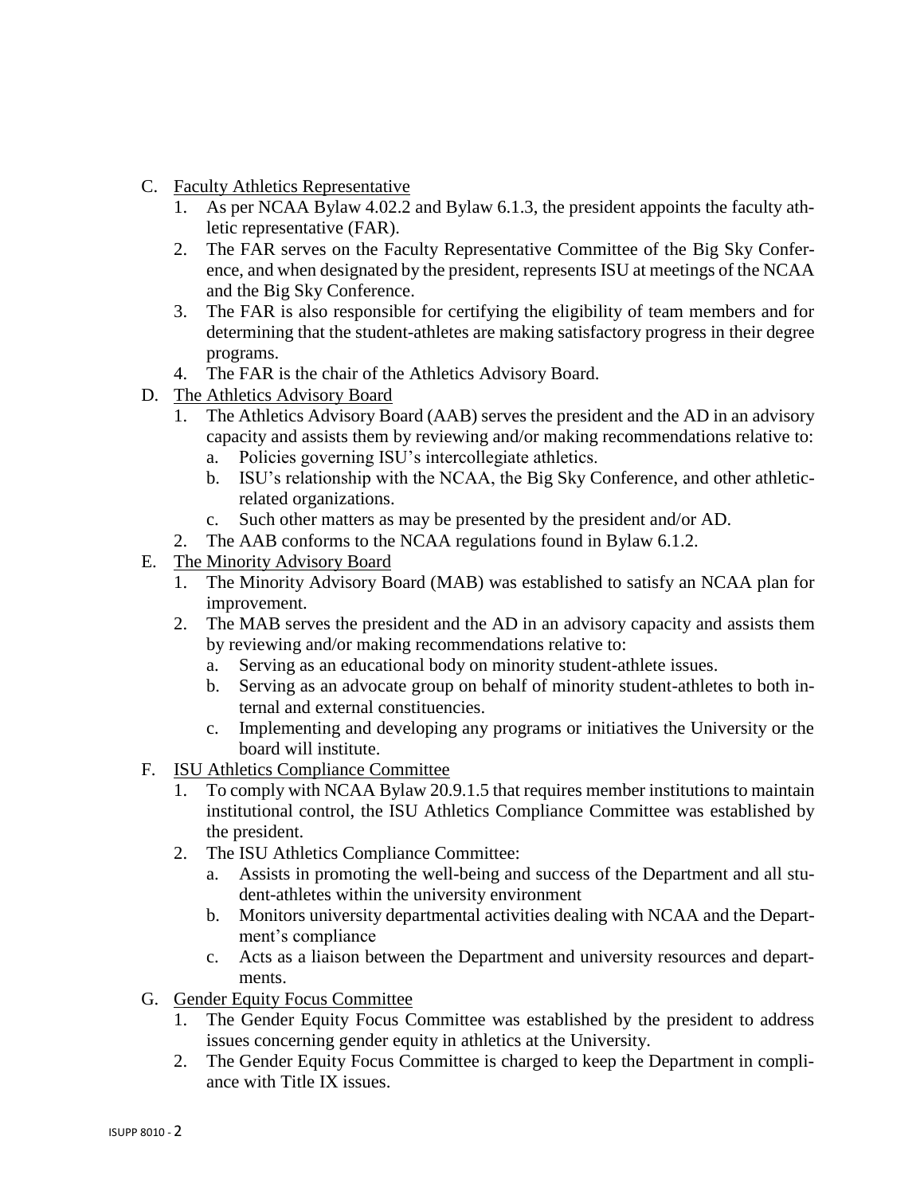C. Faculty Athletics Representative
   1. As per NCAA Bylaw 4.02.2 and Bylaw 6.1.3, the president appoints the faculty athletic representative (FAR).
   2. The FAR serves on the Faculty Representative Committee of the Big Sky Conference, and when designated by the president, represents ISU at meetings of the NCAA and the Big Sky Conference.
   3. The FAR is also responsible for certifying the eligibility of team members and for determining that the student-athletes are making satisfactory progress in their degree programs.
   4. The FAR is the chair of the Athletics Advisory Board.

D. The Athletics Advisory Board
   1. The Athletics Advisory Board (AAB) serves the president and the AD in an advisory capacity and assists them by reviewing and/or making recommendations relative to:
      a. Policies governing ISU's intercollegiate athletics.
      b. ISU's relationship with the NCAA, the Big Sky Conference, and other athletic-related organizations.
      c. Such other matters as may be presented by the president and/or AD.
   2. The AAB conforms to the NCAA regulations found in Bylaw 6.1.2.

E. The Minority Advisory Board
   1. The Minority Advisory Board (MAB) was established to satisfy an NCAA plan for improvement.
   2. The MAB serves the president and the AD in an advisory capacity and assists them by reviewing and/or making recommendations relative to:
      a. Serving as an educational body on minority student-athlete issues.
      b. Serving as an advocate group on behalf of minority student-athletes to both internal and external constituencies.
      c. Implementing and developing any programs or initiatives the University or the board will institute.

F. ISU Athletics Compliance Committee
   1. To comply with NCAA Bylaw 20.9.1.5 that requires member institutions to maintain institutional control, the ISU Athletics Compliance Committee was established by the president.
   2. The ISU Athletics Compliance Committee:
      a. Assists in promoting the well-being and success of the Department and all student-athletes within the university environment
      b. Monitors university departmental activities dealing with NCAA and the Department's compliance
      c. Acts as a liaison between the Department and university resources and departments.

G. Gender Equity Focus Committee
   1. The Gender Equity Focus Committee was established by the president to address issues concerning gender equity in athletics at the University.
   2. The Gender Equity Focus Committee is charged to keep the Department in compliance with Title IX issues.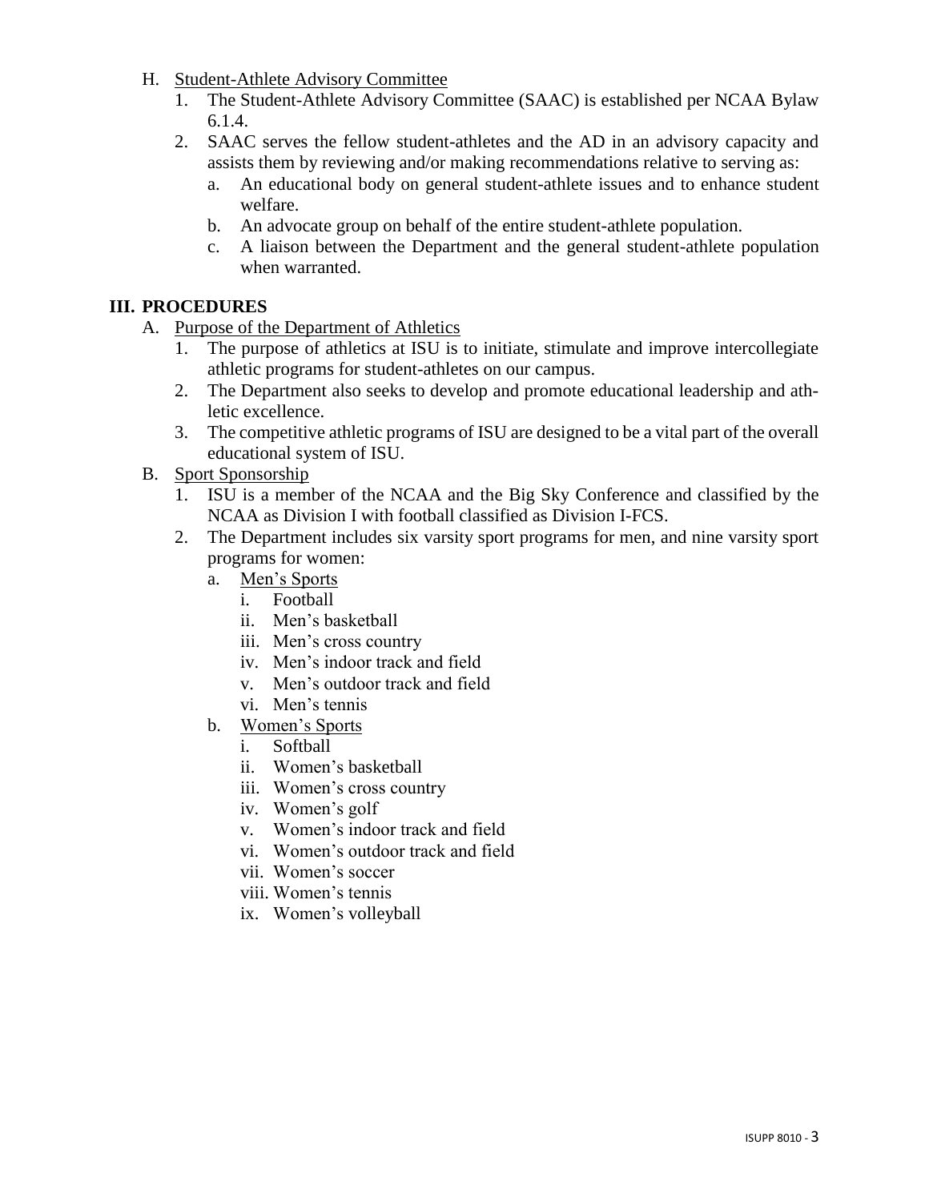H. Student-Athlete Advisory Committee
   1. The Student-Athlete Advisory Committee (SAAC) is established per NCAA Bylaw 6.1.4.
   2. SAAC serves the fellow student-athletes and the AD in an advisory capacity and assists them by reviewing and/or making recommendations relative to serving as:
      a. An educational body on general student-athlete issues and to enhance student welfare.
      b. An advocate group on behalf of the entire student-athlete population.
      c. A liaison between the Department and the general student-athlete population when warranted.

## III. PROCEDURES

A. Purpose of the Department of Athletics
   1. The purpose of athletics at ISU is to initiate, stimulate and improve intercollegiate athletic programs for student-athletes on our campus.
   2. The Department also seeks to develop and promote educational leadership and athletic excellence.
   3. The competitive athletic programs of ISU are designed to be a vital part of the overall educational system of ISU.

B. Sport Sponsorship
   1. ISU is a member of the NCAA and the Big Sky Conference and classified by the NCAA as Division I with football classified as Division I-FCS.
   2. The Department includes six varsity sport programs for men, and nine varsity sport programs for women:
      a. Men's Sports
         i. Football
         ii. Men's basketball
         iii. Men's cross country
         iv. Men's indoor track and field
         v. Men's outdoor track and field
         vi. Men's tennis
      b. Women's Sports
         i. Softball
         ii. Women's basketball
         iii. Women's cross country
         iv. Women's golf
         v. Women's indoor track and field
         vi. Women's outdoor track and field
         vii. Women's soccer
         viii. Women's tennis
         ix. Women's volleyball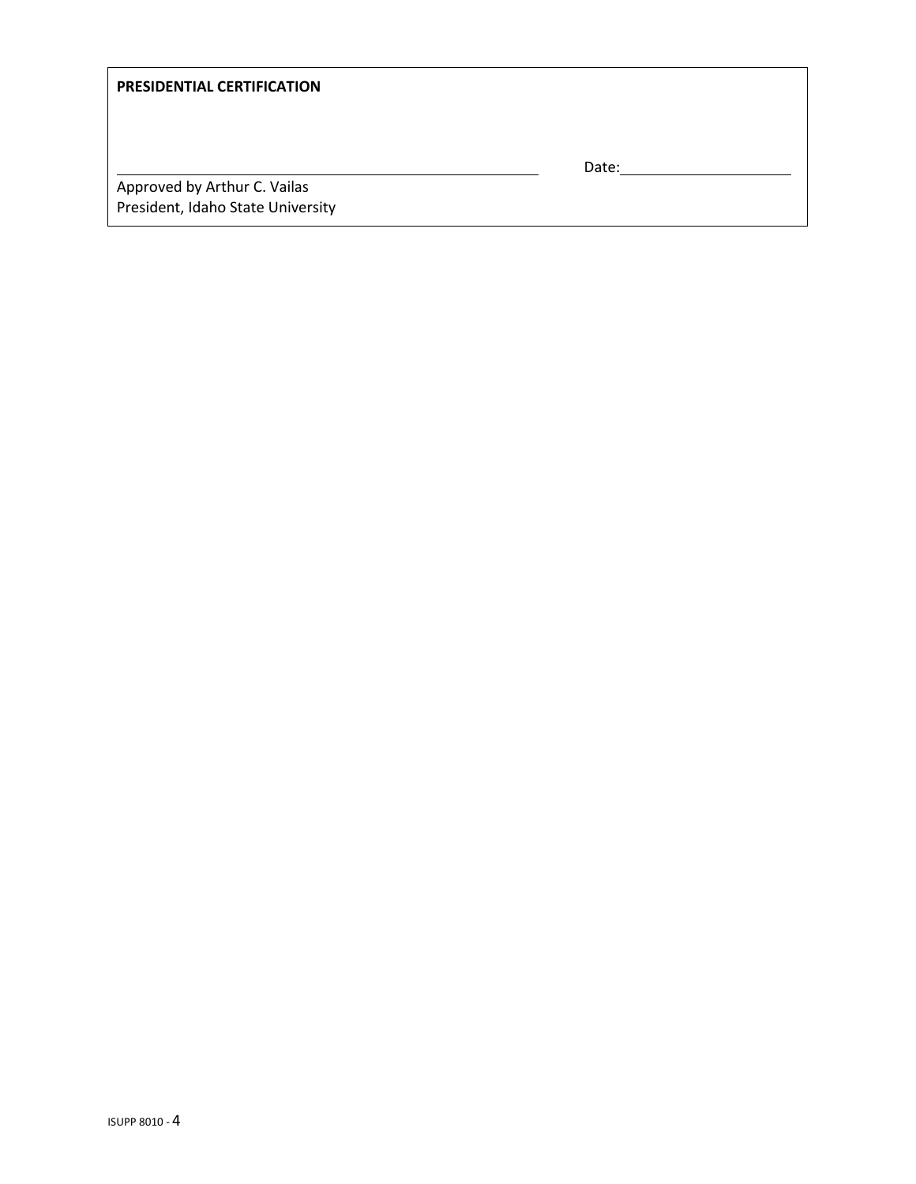**PRESIDENTIAL CERTIFICATION**

\_\_\_\_\_\_\_\_\_\_\_\_\_\_\_\_\_\_\_\_\_\_\_\_\_\_\_\_\_\_\_\_\_\_\_\_\_\_\_\_ Date: \_\_\_\_\_\_\_\_\_\_\_\_\_\_\_\_\_\_

Approved by Arthur C. Vailas
President, Idaho State University